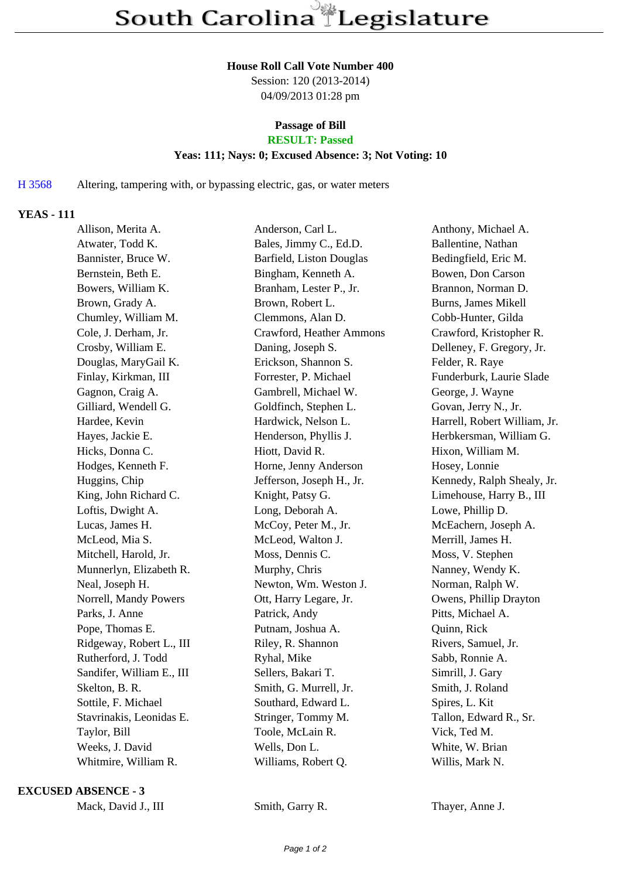# South Carolina Legislature

**House Roll Call Vote Number 400**

Session: 120 (2013-2014)

04/09/2013 01:28 pm

**Passage of Bill**

**RESULT: Passed**

**Yeas: 111; Nays: 0; Excused Absence: 3; Not Voting: 10**

H 3568 Altering, tampering with, or bypassing electric, gas, or water meters

## YEAS - 111

| | | |
|---|---|---|
| Allison, Merita A. | Anderson, Carl L. | Anthony, Michael A. |
| Atwater, Todd K. | Bales, Jimmy C., Ed.D. | Ballentine, Nathan |
| Bannister, Bruce W. | Barfield, Liston Douglas | Bedingfield, Eric M. |
| Bernstein, Beth E. | Bingham, Kenneth A. | Bowen, Don Carson |
| Bowers, William K. | Branham, Lester P., Jr. | Brannon, Norman D. |
| Brown, Grady A. | Brown, Robert L. | Burns, James Mikell |
| Chumley, William M. | Clemmons, Alan D. | Cobb-Hunter, Gilda |
| Cole, J. Derham, Jr. | Crawford, Heather Ammons | Crawford, Kristopher R. |
| Crosby, William E. | Daning, Joseph S. | Delleney, F. Gregory, Jr. |
| Douglas, MaryGail K. | Erickson, Shannon S. | Felder, R. Raye |
| Finlay, Kirkman, III | Forrester, P. Michael | Funderburk, Laurie Slade |
| Gagnon, Craig A. | Gambrell, Michael W. | George, J. Wayne |
| Gilliard, Wendell G. | Goldfinch, Stephen L. | Govan, Jerry N., Jr. |
| Hardee, Kevin | Hardwick, Nelson L. | Harrell, Robert William, Jr. |
| Hayes, Jackie E. | Henderson, Phyllis J. | Herbkersman, William G. |
| Hicks, Donna C. | Hiott, David R. | Hixon, William M. |
| Hodges, Kenneth F. | Horne, Jenny Anderson | Hosey, Lonnie |
| Huggins, Chip | Jefferson, Joseph H., Jr. | Kennedy, Ralph Shealy, Jr. |
| King, John Richard C. | Knight, Patsy G. | Limehouse, Harry B., III |
| Loftis, Dwight A. | Long, Deborah A. | Lowe, Phillip D. |
| Lucas, James H. | McCoy, Peter M., Jr. | McEachern, Joseph A. |
| McLeod, Mia S. | McLeod, Walton J. | Merrill, James H. |
| Mitchell, Harold, Jr. | Moss, Dennis C. | Moss, V. Stephen |
| Munnerlyn, Elizabeth R. | Murphy, Chris | Nanney, Wendy K. |
| Neal, Joseph H. | Newton, Wm. Weston J. | Norman, Ralph W. |
| Norrell, Mandy Powers | Ott, Harry Legare, Jr. | Owens, Phillip Drayton |
| Parks, J. Anne | Patrick, Andy | Pitts, Michael A. |
| Pope, Thomas E. | Putnam, Joshua A. | Quinn, Rick |
| Ridgeway, Robert L., III | Riley, R. Shannon | Rivers, Samuel, Jr. |
| Rutherford, J. Todd | Ryhal, Mike | Sabb, Ronnie A. |
| Sandifer, William E., III | Sellers, Bakari T. | Simrill, J. Gary |
| Skelton, B. R. | Smith, G. Murrell, Jr. | Smith, J. Roland |
| Sottile, F. Michael | Southard, Edward L. | Spires, L. Kit |
| Stavrinakis, Leonidas E. | Stringer, Tommy M. | Tallon, Edward R., Sr. |
| Taylor, Bill | Toole, McLain R. | Vick, Ted M. |
| Weeks, J. David | Wells, Don L. | White, W. Brian |
| Whitmire, William R. | Williams, Robert Q. | Willis, Mark N. |

## EXCUSED ABSENCE - 3

| | | |
|---|---|---|
| Mack, David J., III | Smith, Garry R. | Thayer, Anne J. |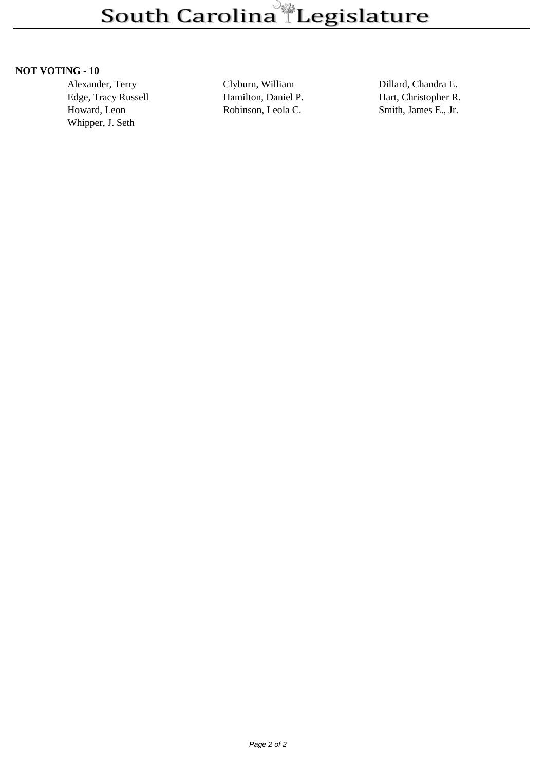**NOT VOTING - 10**

| | | |
|---|---|---|
| Alexander, Terry | Clyburn, William | Dillard, Chandra E. |
| Edge, Tracy Russell | Hamilton, Daniel P. | Hart, Christopher R. |
| Howard, Leon | Robinson, Leola C. | Smith, James E., Jr. |
| Whipper, J. Seth | | |